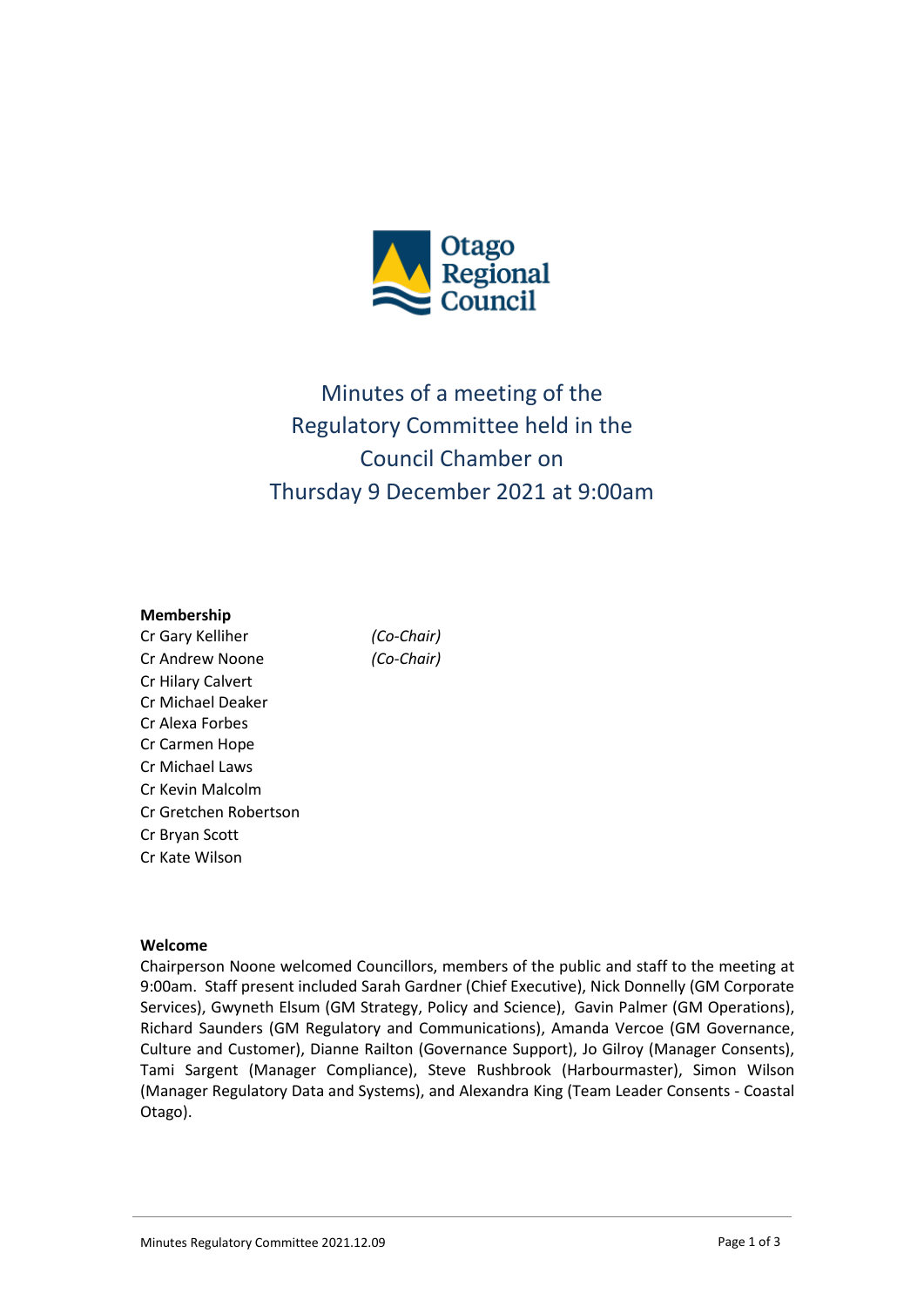Otago Regional Council

# Minutes of a meeting of the Regulatory Committee held in the Council Chamber on Thursday 9 December 2021 at 9:00am

**Membership**

| | |
|---|---|
| Cr Gary Kelliher | *(Co-Chair)* |
| Cr Andrew Noone | *(Co-Chair)* |
| Cr Hilary Calvert | |
| Cr Michael Deaker | |
| Cr Alexa Forbes | |
| Cr Carmen Hope | |
| Cr Michael Laws | |
| Cr Kevin Malcolm | |
| Cr Gretchen Robertson | |
| Cr Bryan Scott | |
| Cr Kate Wilson | |

**Welcome**

Chairperson Noone welcomed Councillors, members of the public and staff to the meeting at 9:00am. Staff present included Sarah Gardner (Chief Executive), Nick Donnelly (GM Corporate Services), Gwyneth Elsum (GM Strategy, Policy and Science), Gavin Palmer (GM Operations), Richard Saunders (GM Regulatory and Communications), Amanda Vercoe (GM Governance, Culture and Customer), Dianne Railton (Governance Support), Jo Gilroy (Manager Consents), Tami Sargent (Manager Compliance), Steve Rushbrook (Harbourmaster), Simon Wilson (Manager Regulatory Data and Systems), and Alexandra King (Team Leader Consents - Coastal Otago).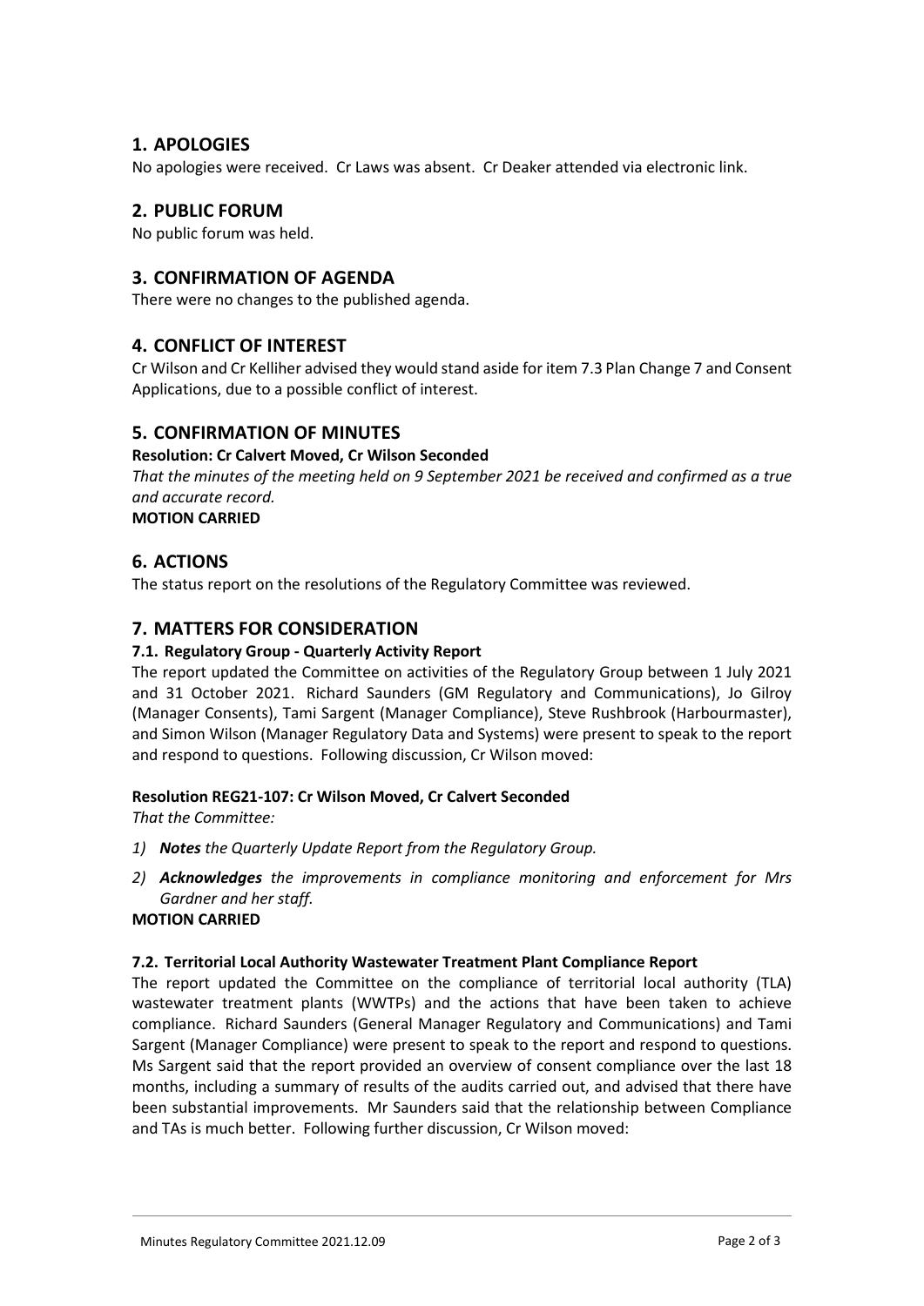## 1. APOLOGIES

No apologies were received. Cr Laws was absent. Cr Deaker attended via electronic link.

## 2. PUBLIC FORUM

No public forum was held.

## 3. CONFIRMATION OF AGENDA

There were no changes to the published agenda.

## 4. CONFLICT OF INTEREST

Cr Wilson and Cr Kelliher advised they would stand aside for item 7.3 Plan Change 7 and Consent Applications, due to a possible conflict of interest.

## 5. CONFIRMATION OF MINUTES

**Resolution: Cr Calvert Moved, Cr Wilson Seconded**

*That the minutes of the meeting held on 9 September 2021 be received and confirmed as a true and accurate record.*

**MOTION CARRIED**

## 6. ACTIONS

The status report on the resolutions of the Regulatory Committee was reviewed.

## 7. MATTERS FOR CONSIDERATION

### 7.1. Regulatory Group - Quarterly Activity Report

The report updated the Committee on activities of the Regulatory Group between 1 July 2021 and 31 October 2021. Richard Saunders (GM Regulatory and Communications), Jo Gilroy (Manager Consents), Tami Sargent (Manager Compliance), Steve Rushbrook (Harbourmaster), and Simon Wilson (Manager Regulatory Data and Systems) were present to speak to the report and respond to questions. Following discussion, Cr Wilson moved:

**Resolution REG21-107: Cr Wilson Moved, Cr Calvert Seconded**

*That the Committee:*

1) ***Notes*** *the Quarterly Update Report from the Regulatory Group.*
2) ***Acknowledges*** *the improvements in compliance monitoring and enforcement for Mrs Gardner and her staff.*

**MOTION CARRIED**

### 7.2. Territorial Local Authority Wastewater Treatment Plant Compliance Report

The report updated the Committee on the compliance of territorial local authority (TLA) wastewater treatment plants (WWTPs) and the actions that have been taken to achieve compliance. Richard Saunders (General Manager Regulatory and Communications) and Tami Sargent (Manager Compliance) were present to speak to the report and respond to questions. Ms Sargent said that the report provided an overview of consent compliance over the last 18 months, including a summary of results of the audits carried out, and advised that there have been substantial improvements. Mr Saunders said that the relationship between Compliance and TAs is much better. Following further discussion, Cr Wilson moved: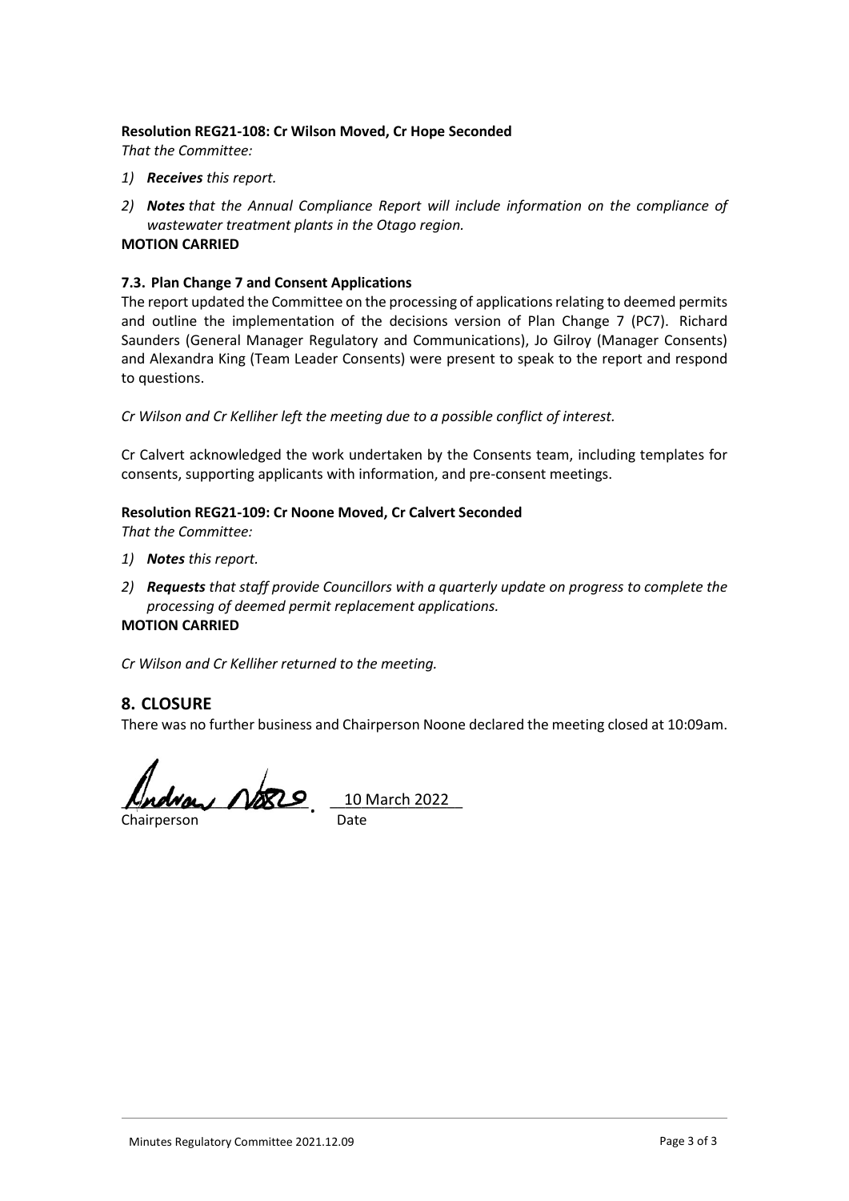**Resolution REG21-108: Cr Wilson Moved, Cr Hope Seconded**

*That the Committee:*

1) ***Receives** this report.*
2) ***Notes** that the Annual Compliance Report will include information on the compliance of wastewater treatment plants in the Otago region.*

**MOTION CARRIED**

### 7.3. Plan Change 7 and Consent Applications

The report updated the Committee on the processing of applications relating to deemed permits and outline the implementation of the decisions version of Plan Change 7 (PC7). Richard Saunders (General Manager Regulatory and Communications), Jo Gilroy (Manager Consents) and Alexandra King (Team Leader Consents) were present to speak to the report and respond to questions.

*Cr Wilson and Cr Kelliher left the meeting due to a possible conflict of interest.*

Cr Calvert acknowledged the work undertaken by the Consents team, including templates for consents, supporting applicants with information, and pre-consent meetings.

**Resolution REG21-109: Cr Noone Moved, Cr Calvert Seconded**

*That the Committee:*

1) ***Notes** this report.*
2) ***Requests** that staff provide Councillors with a quarterly update on progress to complete the processing of deemed permit replacement applications.*

**MOTION CARRIED**

*Cr Wilson and Cr Kelliher returned to the meeting.*

## 8. CLOSURE

There was no further business and Chairperson Noone declared the meeting closed at 10:09am.

Chairperson &nbsp;&nbsp;&nbsp;&nbsp;&nbsp;&nbsp;&nbsp;&nbsp;&nbsp;&nbsp; 10 March 2022
Date